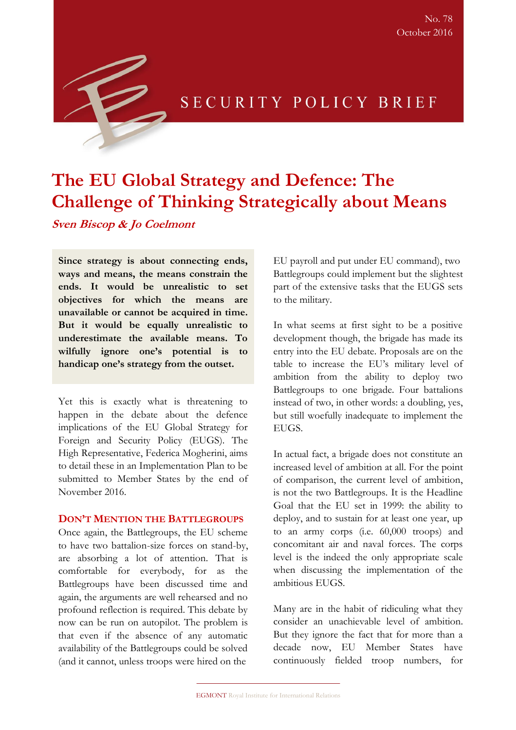No. 78
October 2016

SECURITY POLICY BRIEF

# The EU Global Strategy and Defence: The Challenge of Thinking Strategically about Means

***Sven Biscop & Jo Coelmont***

**Since strategy is about connecting ends, ways and means, the means constrain the ends. It would be unrealistic to set objectives for which the means are unavailable or cannot be acquired in time. But it would be equally unrealistic to underestimate the available means. To wilfully ignore one's potential is to handicap one's strategy from the outset.**

Yet this is exactly what is threatening to happen in the debate about the defence implications of the EU Global Strategy for Foreign and Security Policy (EUGS). The High Representative, Federica Mogherini, aims to detail these in an Implementation Plan to be submitted to Member States by the end of November 2016.

## Don't Mention the Battlegroups

Once again, the Battlegroups, the EU scheme to have two battalion-size forces on stand-by, are absorbing a lot of attention. That is comfortable for everybody, for as the Battlegroups have been discussed time and again, the arguments are well rehearsed and no profound reflection is required. This debate by now can be run on autopilot. The problem is that even if the absence of any automatic availability of the Battlegroups could be solved (and it cannot, unless troops were hired on the EU payroll and put under EU command), two Battlegroups could implement but the slightest part of the extensive tasks that the EUGS sets to the military.

In what seems at first sight to be a positive development though, the brigade has made its entry into the EU debate. Proposals are on the table to increase the EU's military level of ambition from the ability to deploy two Battlegroups to one brigade. Four battalions instead of two, in other words: a doubling, yes, but still woefully inadequate to implement the EUGS.

In actual fact, a brigade does not constitute an increased level of ambition at all. For the point of comparison, the current level of ambition, is not the two Battlegroups. It is the Headline Goal that the EU set in 1999: the ability to deploy, and to sustain for at least one year, up to an army corps (i.e. 60,000 troops) and concomitant air and naval forces. The corps level is the indeed the only appropriate scale when discussing the implementation of the ambitious EUGS.

Many are in the habit of ridiculing what they consider an unachievable level of ambition. But they ignore the fact that for more than a decade now, EU Member States have continuously fielded troop numbers, for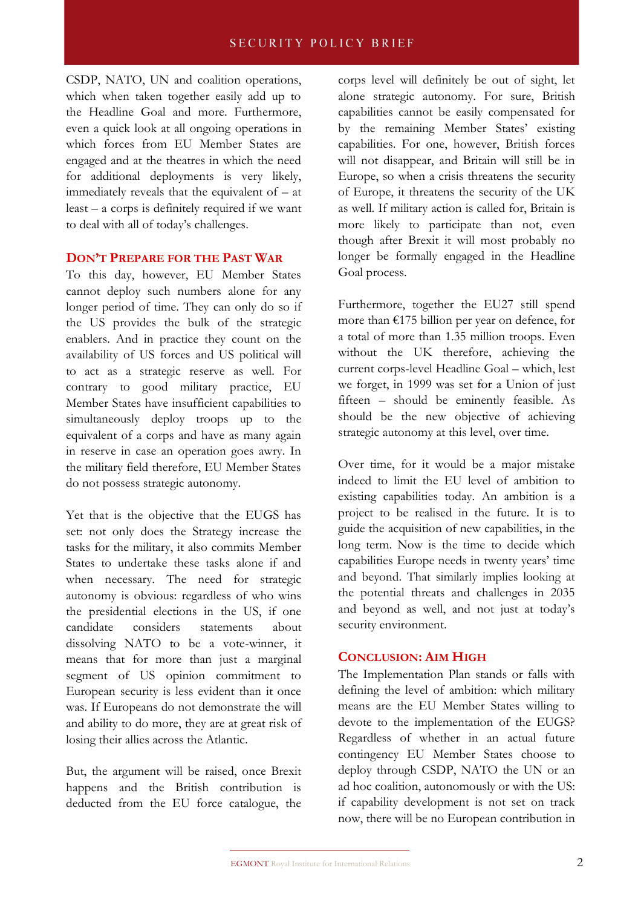CSDP, NATO, UN and coalition operations, which when taken together easily add up to the Headline Goal and more. Furthermore, even a quick look at all ongoing operations in which forces from EU Member States are engaged and at the theatres in which the need for additional deployments is very likely, immediately reveals that the equivalent of – at least – a corps is definitely required if we want to deal with all of today's challenges.

## Don't Prepare for the Past War

To this day, however, EU Member States cannot deploy such numbers alone for any longer period of time. They can only do so if the US provides the bulk of the strategic enablers. And in practice they count on the availability of US forces and US political will to act as a strategic reserve as well. For contrary to good military practice, EU Member States have insufficient capabilities to simultaneously deploy troops up to the equivalent of a corps and have as many again in reserve in case an operation goes awry. In the military field therefore, EU Member States do not possess strategic autonomy.

Yet that is the objective that the EUGS has set: not only does the Strategy increase the tasks for the military, it also commits Member States to undertake these tasks alone if and when necessary. The need for strategic autonomy is obvious: regardless of who wins the presidential elections in the US, if one candidate considers statements about dissolving NATO to be a vote-winner, it means that for more than just a marginal segment of US opinion commitment to European security is less evident than it once was. If Europeans do not demonstrate the will and ability to do more, they are at great risk of losing their allies across the Atlantic.

But, the argument will be raised, once Brexit happens and the British contribution is deducted from the EU force catalogue, the corps level will definitely be out of sight, let alone strategic autonomy. For sure, British capabilities cannot be easily compensated for by the remaining Member States' existing capabilities. For one, however, British forces will not disappear, and Britain will still be in Europe, so when a crisis threatens the security of Europe, it threatens the security of the UK as well. If military action is called for, Britain is more likely to participate than not, even though after Brexit it will most probably no longer be formally engaged in the Headline Goal process.

Furthermore, together the EU27 still spend more than €175 billion per year on defence, for a total of more than 1.35 million troops. Even without the UK therefore, achieving the current corps-level Headline Goal – which, lest we forget, in 1999 was set for a Union of just fifteen – should be eminently feasible. As should be the new objective of achieving strategic autonomy at this level, over time.

Over time, for it would be a major mistake indeed to limit the EU level of ambition to existing capabilities today. An ambition is a project to be realised in the future. It is to guide the acquisition of new capabilities, in the long term. Now is the time to decide which capabilities Europe needs in twenty years' time and beyond. That similarly implies looking at the potential threats and challenges in 2035 and beyond as well, and not just at today's security environment.

## Conclusion: Aim High

The Implementation Plan stands or falls with defining the level of ambition: which military means are the EU Member States willing to devote to the implementation of the EUGS? Regardless of whether in an actual future contingency EU Member States choose to deploy through CSDP, NATO the UN or an ad hoc coalition, autonomously or with the US: if capability development is not set on track now, there will be no European contribution in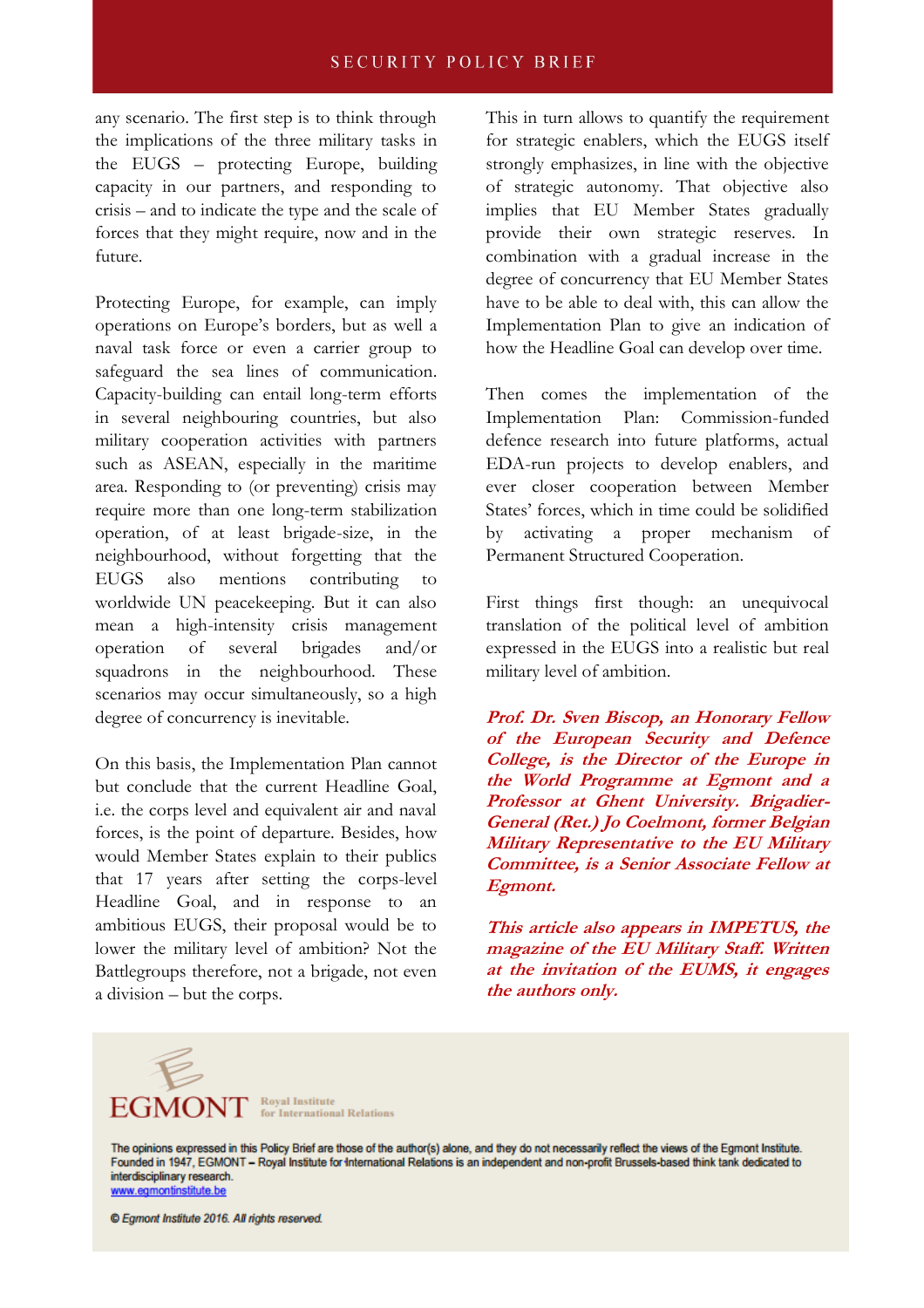any scenario. The first step is to think through the implications of the three military tasks in the EUGS – protecting Europe, building capacity in our partners, and responding to crisis – and to indicate the type and the scale of forces that they might require, now and in the future.

Protecting Europe, for example, can imply operations on Europe's borders, but as well a naval task force or even a carrier group to safeguard the sea lines of communication. Capacity-building can entail long-term efforts in several neighbouring countries, but also military cooperation activities with partners such as ASEAN, especially in the maritime area. Responding to (or preventing) crisis may require more than one long-term stabilization operation, of at least brigade-size, in the neighbourhood, without forgetting that the EUGS also mentions contributing to worldwide UN peacekeeping. But it can also mean a high-intensity crisis management operation of several brigades and/or squadrons in the neighbourhood. These scenarios may occur simultaneously, so a high degree of concurrency is inevitable.

On this basis, the Implementation Plan cannot but conclude that the current Headline Goal, i.e. the corps level and equivalent air and naval forces, is the point of departure. Besides, how would Member States explain to their publics that 17 years after setting the corps-level Headline Goal, and in response to an ambitious EUGS, their proposal would be to lower the military level of ambition? Not the Battlegroups therefore, not a brigade, not even a division – but the corps.

This in turn allows to quantify the requirement for strategic enablers, which the EUGS itself strongly emphasizes, in line with the objective of strategic autonomy. That objective also implies that EU Member States gradually provide their own strategic reserves. In combination with a gradual increase in the degree of concurrency that EU Member States have to be able to deal with, this can allow the Implementation Plan to give an indication of how the Headline Goal can develop over time.

Then comes the implementation of the Implementation Plan: Commission-funded defence research into future platforms, actual EDA-run projects to develop enablers, and ever closer cooperation between Member States' forces, which in time could be solidified by activating a proper mechanism of Permanent Structured Cooperation.

First things first though: an unequivocal translation of the political level of ambition expressed in the EUGS into a realistic but real military level of ambition.

***Prof. Dr. Sven Biscop, an Honorary Fellow of the European Security and Defence College, is the Director of the Europe in the World Programme at Egmont and a Professor at Ghent University. Brigadier-General (Ret.) Jo Coelmont, former Belgian Military Representative to the EU Military Committee, is a Senior Associate Fellow at Egmont.***

***This article also appears in IMPETUS, the magazine of the EU Military Staff. Written at the invitation of the EUMS, it engages the authors only.***

EGMONT Royal Institute for International Relations

The opinions expressed in this Policy Brief are those of the author(s) alone, and they do not necessarily reflect the views of the Egmont Institute. Founded in 1947, EGMONT – Royal Institute for International Relations is an independent and non-profit Brussels-based think tank dedicated to interdisciplinary research.
www.egmontinstitute.be

*© Egmont Institute 2016. All rights reserved.*